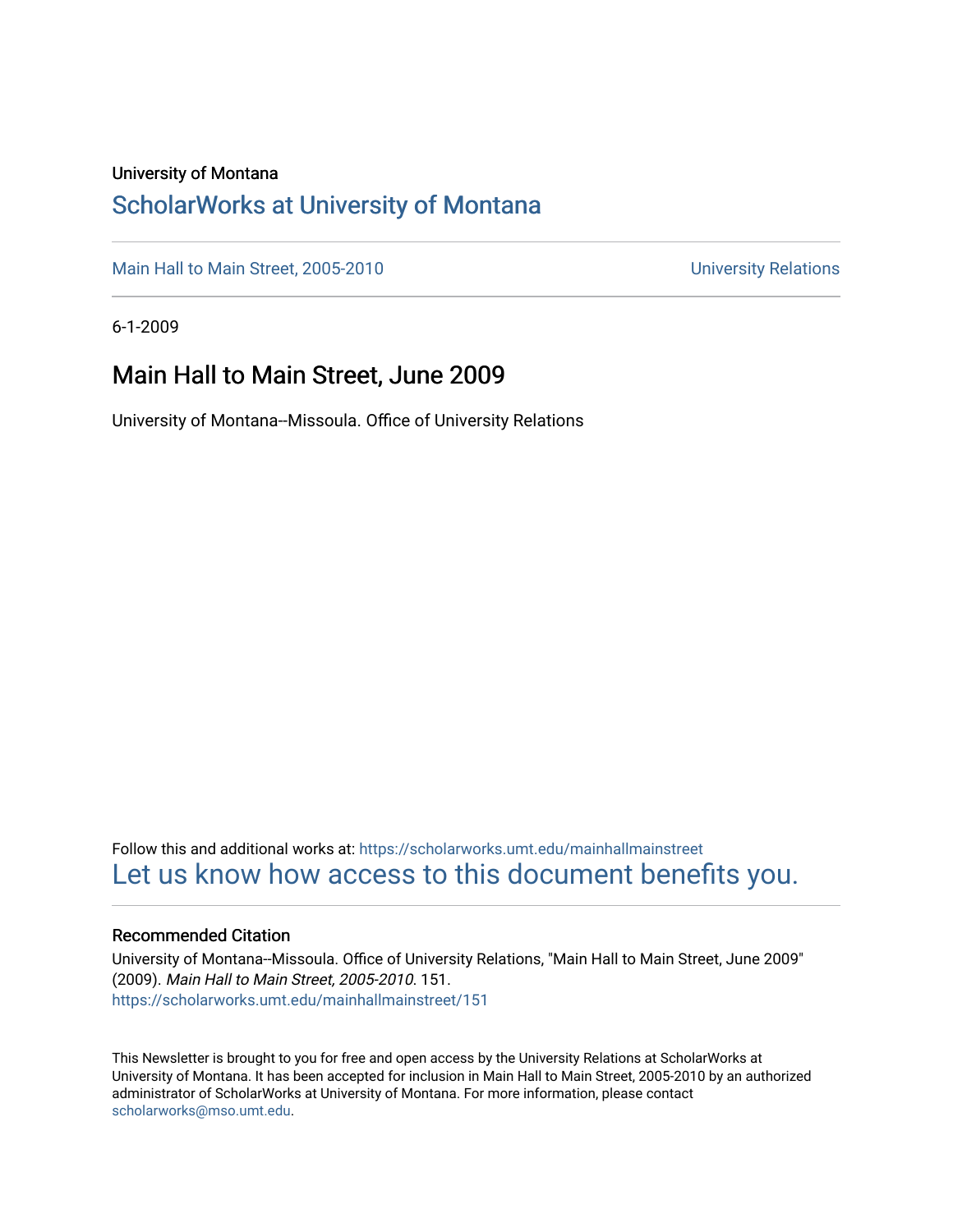University of Montana

## ScholarWorks at University of Montana

Main Hall to Main Street, 2005-2010 | University Relations

6-1-2009

# Main Hall to Main Street, June 2009

University of Montana--Missoula. Office of University Relations

Follow this and additional works at: https://scholarworks.umt.edu/mainhallmainstreet

Let us know how access to this document benefits you.

### Recommended Citation

University of Montana--Missoula. Office of University Relations, "Main Hall to Main Street, June 2009" (2009). *Main Hall to Main Street, 2005-2010*. 151.
https://scholarworks.umt.edu/mainhallmainstreet/151

This Newsletter is brought to you for free and open access by the University Relations at ScholarWorks at University of Montana. It has been accepted for inclusion in Main Hall to Main Street, 2005-2010 by an authorized administrator of ScholarWorks at University of Montana. For more information, please contact scholarworks@mso.umt.edu.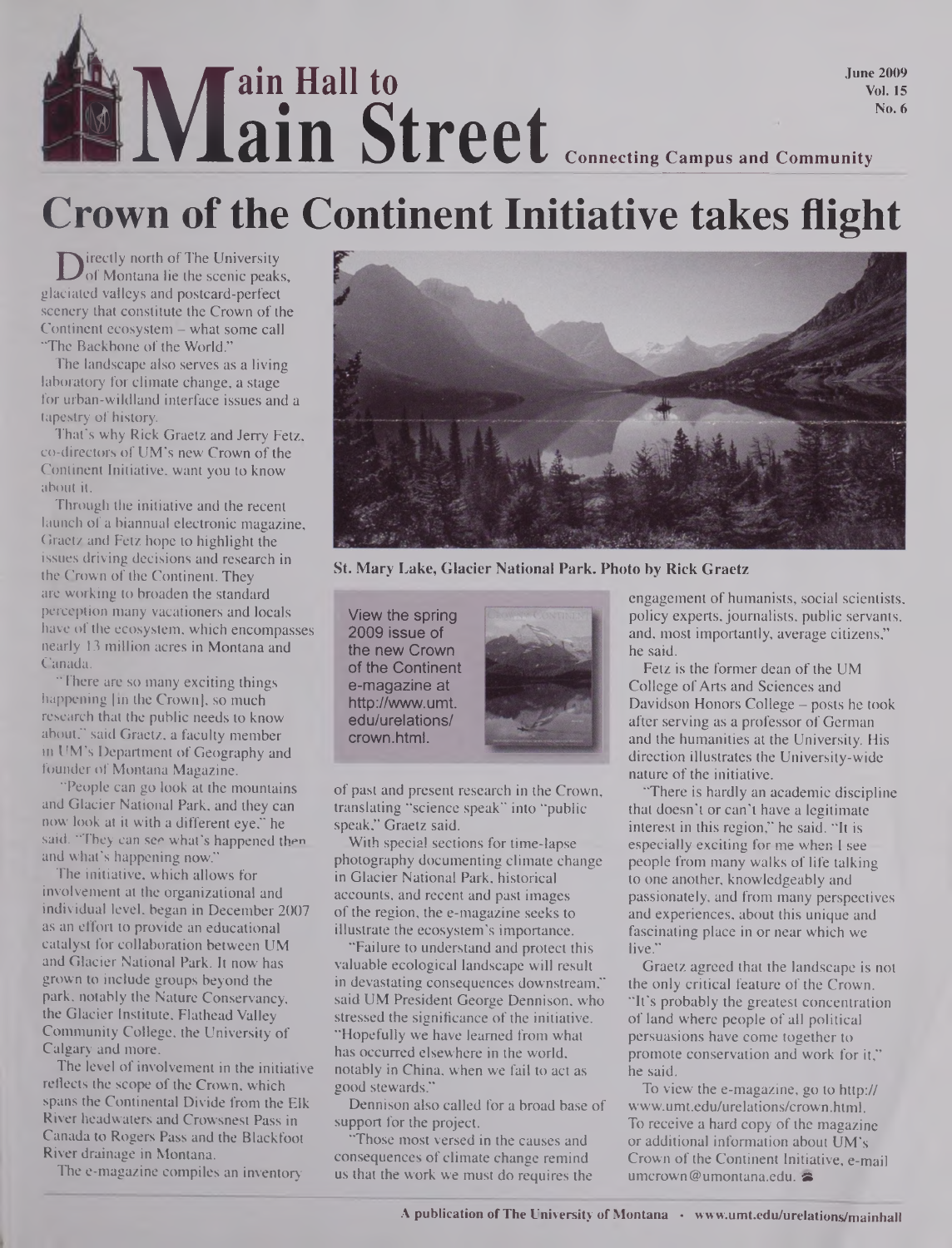# Main Hall to Main Street

**Connecting Campus and Community**

**June 2009**
**Vol. 15**
**No. 6**

# Crown of the Continent Initiative takes flight

Directly north of The University of Montana lie the scenic peaks, glaciated valleys and postcard-perfect scenery that constitute the Crown of the Continent ecosystem – what some call "The Backbone of the World."

The landscape also serves as a living laboratory for climate change, a stage for urban-wildland interface issues and a tapestry of history.

That's why Rick Graetz and Jerry Fetz, co-directors of UM's new Crown of the Continent Initiative, want you to know about it.

Through the initiative and the recent launch of a biannual electronic magazine, Graetz and Fetz hope to highlight the issues driving decisions and research in the Crown of the Continent. They are working to broaden the standard perception many vacationers and locals have of the ecosystem, which encompasses nearly 13 million acres in Montana and Canada.

"There are so many exciting things happening [in the Crown], so much research that the public needs to know about," said Graetz, a faculty member in UM's Department of Geography and founder of Montana Magazine.

"People can go look at the mountains and Glacier National Park, and they can now look at it with a different eye," he said. "They can see what's happened then and what's happening now."

The initiative, which allows for involvement at the organizational and individual level, began in December 2007 as an effort to provide an educational catalyst for collaboration between UM and Glacier National Park. It now has grown to include groups beyond the park, notably the Nature Conservancy, the Glacier Institute, Flathead Valley Community College, the University of Calgary and more.

The level of involvement in the initiative reflects the scope of the Crown, which spans the Continental Divide from the Elk River headwaters and Crowsnest Pass in Canada to Rogers Pass and the Blackfoot River drainage in Montana.

The e-magazine compiles an inventory of past and present research in the Crown, translating "science speak" into "public speak," Graetz said.

St. Mary Lake, Glacier National Park. Photo by Rick Graetz

View the spring 2009 issue of the new Crown of the Continent e-magazine at http://www.umt.edu/urelations/crown.html.

With special sections for time-lapse photography documenting climate change in Glacier National Park, historical accounts, and recent and past images of the region, the e-magazine seeks to illustrate the ecosystem's importance.

"Failure to understand and protect this valuable ecological landscape will result in devastating consequences downstream," said UM President George Dennison, who stressed the significance of the initiative. "Hopefully we have learned from what has occurred elsewhere in the world, notably in China, when we fail to act as good stewards."

Dennison also called for a broad base of support for the project.

"Those most versed in the causes and consequences of climate change remind us that the work we must do requires the engagement of humanists, social scientists, policy experts, journalists, public servants, and, most importantly, average citizens," he said.

Fetz is the former dean of the UM College of Arts and Sciences and Davidson Honors College – posts he took after serving as a professor of German and the humanities at the University. His direction illustrates the University-wide nature of the initiative.

"There is hardly an academic discipline that doesn't or can't have a legitimate interest in this region," he said. "It is especially exciting for me when I see people from many walks of life talking to one another, knowledgeably and passionately, and from many perspectives and experiences, about this unique and fascinating place in or near which we live."

Graetz agreed that the landscape is not the only critical feature of the Crown. "It's probably the greatest concentration of land where people of all political persuasions have come together to promote conservation and work for it," he said.

To view the e-magazine, go to http://www.umt.edu/urelations/crown.html. To receive a hard copy of the magazine or additional information about UM's Crown of the Continent Initiative, e-mail umcrown@umontana.edu.

A publication of The University of Montana • www.umt.edu/urelations/mainhall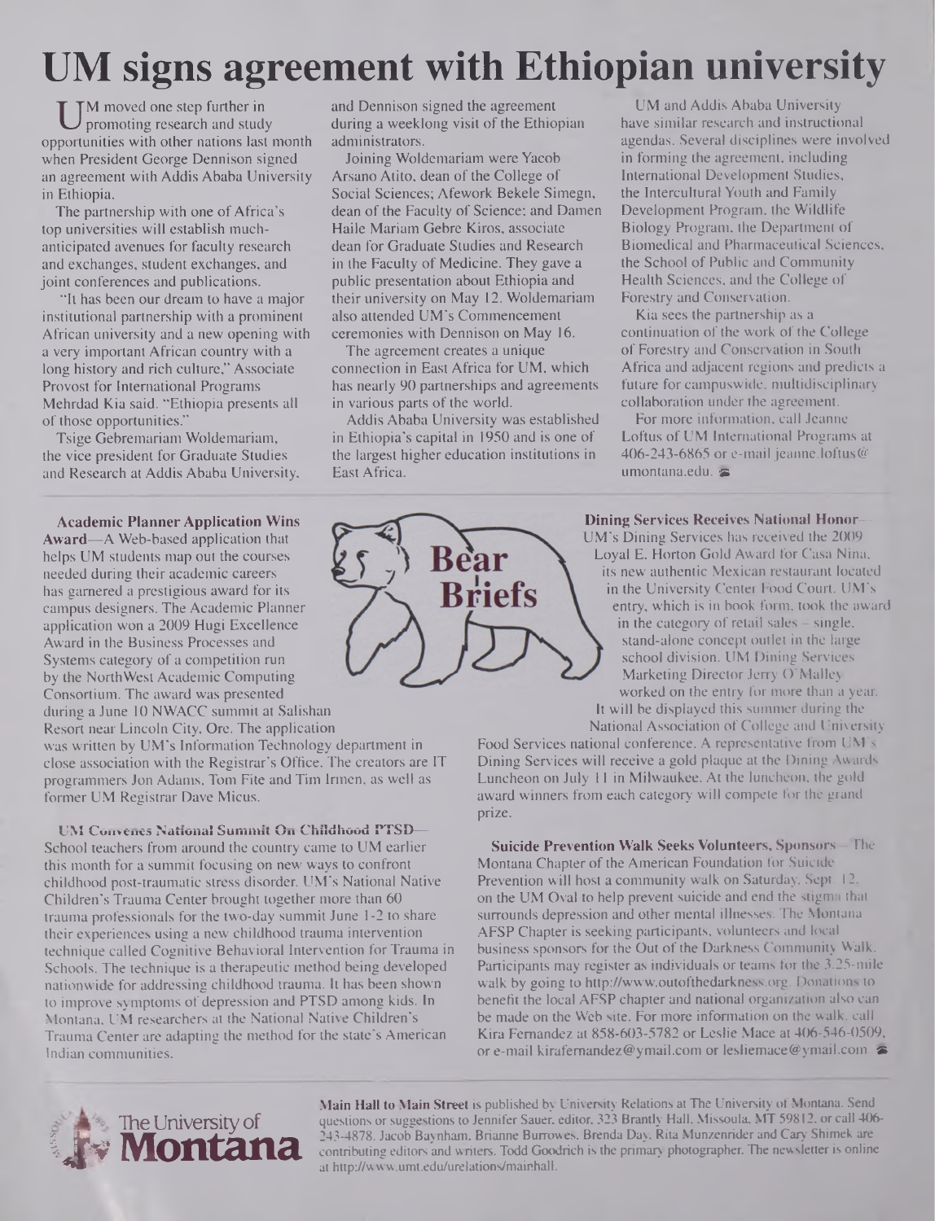# UM signs agreement with Ethiopian university

UM moved one step further in promoting research and study opportunities with other nations last month when President George Dennison signed an agreement with Addis Ababa University in Ethiopia.

The partnership with one of Africa's top universities will establish much-anticipated avenues for faculty research and exchanges, student exchanges, and joint conferences and publications.

"It has been our dream to have a major institutional partnership with a prominent African university and a new opening with a very important African country with a long history and rich culture," Associate Provost for International Programs Mehrdad Kia said. "Ethiopia presents all of those opportunities."

Tsige Gebremariam Woldemariam, the vice president for Graduate Studies and Research at Addis Ababa University, and Dennison signed the agreement during a weeklong visit of the Ethiopian administrators.

Joining Woldemariam were Yacob Arsano Atito, dean of the College of Social Sciences; Afework Bekele Simegn, dean of the Faculty of Science; and Damen Haile Mariam Gebre Kiros, associate dean for Graduate Studies and Research in the Faculty of Medicine. They gave a public presentation about Ethiopia and their university on May 12. Woldemariam also attended UM's Commencement ceremonies with Dennison on May 16.

The agreement creates a unique connection in East Africa for UM, which has nearly 90 partnerships and agreements in various parts of the world.

Addis Ababa University was established in Ethiopia's capital in 1950 and is one of the largest higher education institutions in East Africa.

UM and Addis Ababa University have similar research and instructional agendas. Several disciplines were involved in forming the agreement, including International Development Studies, the Intercultural Youth and Family Development Program, the Wildlife Biology Program, the Department of Biomedical and Pharmaceutical Sciences, the School of Public and Community Health Sciences, and the College of Forestry and Conservation.

Kia sees the partnership as a continuation of the work of the College of Forestry and Conservation in South Africa and adjacent regions and predicts a future for campuswide, multidisciplinary collaboration under the agreement.

For more information, call Jeanne Loftus of UM International Programs at 406-243-6865 or e-mail jeanne.loftus@umontana.edu.

## Bear Briefs

**Academic Planner Application Wins Award**—A Web-based application that helps UM students map out the courses needed during their academic careers has garnered a prestigious award for its campus designers. The Academic Planner application won a 2009 Hugi Excellence Award in the Business Processes and Systems category of a competition run by the NorthWest Academic Computing Consortium. The award was presented during a June 10 NWACC summit at Salishan Resort near Lincoln City, Ore. The application was written by UM's Information Technology department in close association with the Registrar's Office. The creators are IT programmers Jon Adams, Tom Fite and Tim Irmen, as well as former UM Registrar Dave Micus.

**UM Convenes National Summit On Childhood PTSD**—School teachers from around the country came to UM earlier this month for a summit focusing on new ways to confront childhood post-traumatic stress disorder. UM's National Native Children's Trauma Center brought together more than 60 trauma professionals for the two-day summit June 1-2 to share their experiences using a new childhood trauma intervention technique called Cognitive Behavioral Intervention for Trauma in Schools. The technique is a therapeutic method being developed nationwide for addressing childhood trauma. It has been shown to improve symptoms of depression and PTSD among kids. In Montana, UM researchers at the National Native Children's Trauma Center are adapting the method for the state's American Indian communities.

**Dining Services Receives National Honor**—UM's Dining Services has received the 2009 Loyal E. Horton Gold Award for Casa Nina, its new authentic Mexican restaurant located in the University Center Food Court. UM's entry, which is in book form, took the award in the category of retail sales – single, stand-alone concept outlet in the large school division. UM Dining Services Marketing Director Jerry O'Malley worked on the entry for more than a year. It will be displayed this summer during the National Association of College and University Food Services national conference. A representative from UM's Dining Services will receive a gold plaque at the Dining Awards Luncheon on July 11 in Milwaukee. At the luncheon, the gold award winners from each category will compete for the grand prize.

**Suicide Prevention Walk Seeks Volunteers, Sponsors**—The Montana Chapter of the American Foundation for Suicide Prevention will host a community walk on Saturday, Sept. 12, on the UM Oval to help prevent suicide and end the stigma that surrounds depression and other mental illnesses. The Montana AFSP Chapter is seeking participants, volunteers and local business sponsors for the Out of the Darkness Community Walk. Participants may register as individuals or teams for the 3.25-mile walk by going to http://www.outofthedarkness.org. Donations to benefit the local AFSP chapter and national organization also can be made on the Web site. For more information on the walk, call Kira Fernandez at 858-603-5782 or Leslie Mace at 406-546-0509, or e-mail kirafernandez@ymail.com or lesliemace@ymail.com.

The University of Montana

**Main Hall to Main Street** is published by University Relations at The University of Montana. Send questions or suggestions to Jennifer Sauer, editor, 323 Brantly Hall, Missoula, MT 59812, or call 406-243-4878. Jacob Baynham, Brianne Burrowes, Brenda Day, Rita Munzenrider and Cary Shimek are contributing editors and writers. Todd Goodrich is the primary photographer. The newsletter is online at http://www.umt.edu/urelations/mainhall.